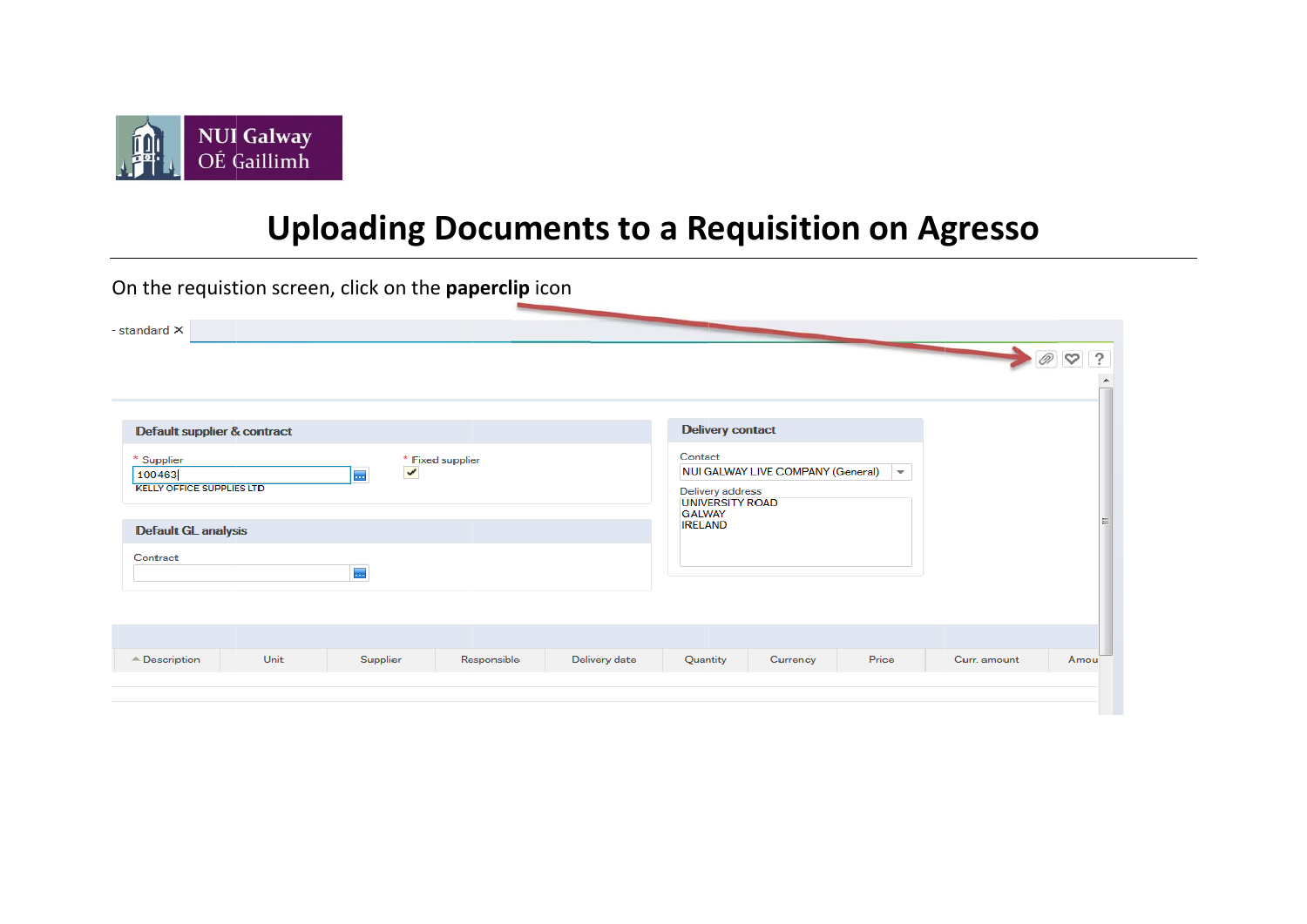# Uploading Documents to a Requisition on Agresso

On the requistion screen, click on the **paperclip** icon

- standard ✕

**Default supplier & contract**

\* Supplier
100463
KELLY OFFICE SUPPLIES LTD

\* Fixed supplier
✔

**Delivery contact**

Contact
NUI GALWAY LIVE COMPANY (General)

Delivery address
UNIVERSITY ROAD
GALWAY
IRELAND

**Default GL analysis**

Contract

| Description | Unit | Supplier | Responsible | Delivery date | Quantity | Currency | Price | Curr. amount | Amou |
|---|---|---|---|---|---|---|---|---|---|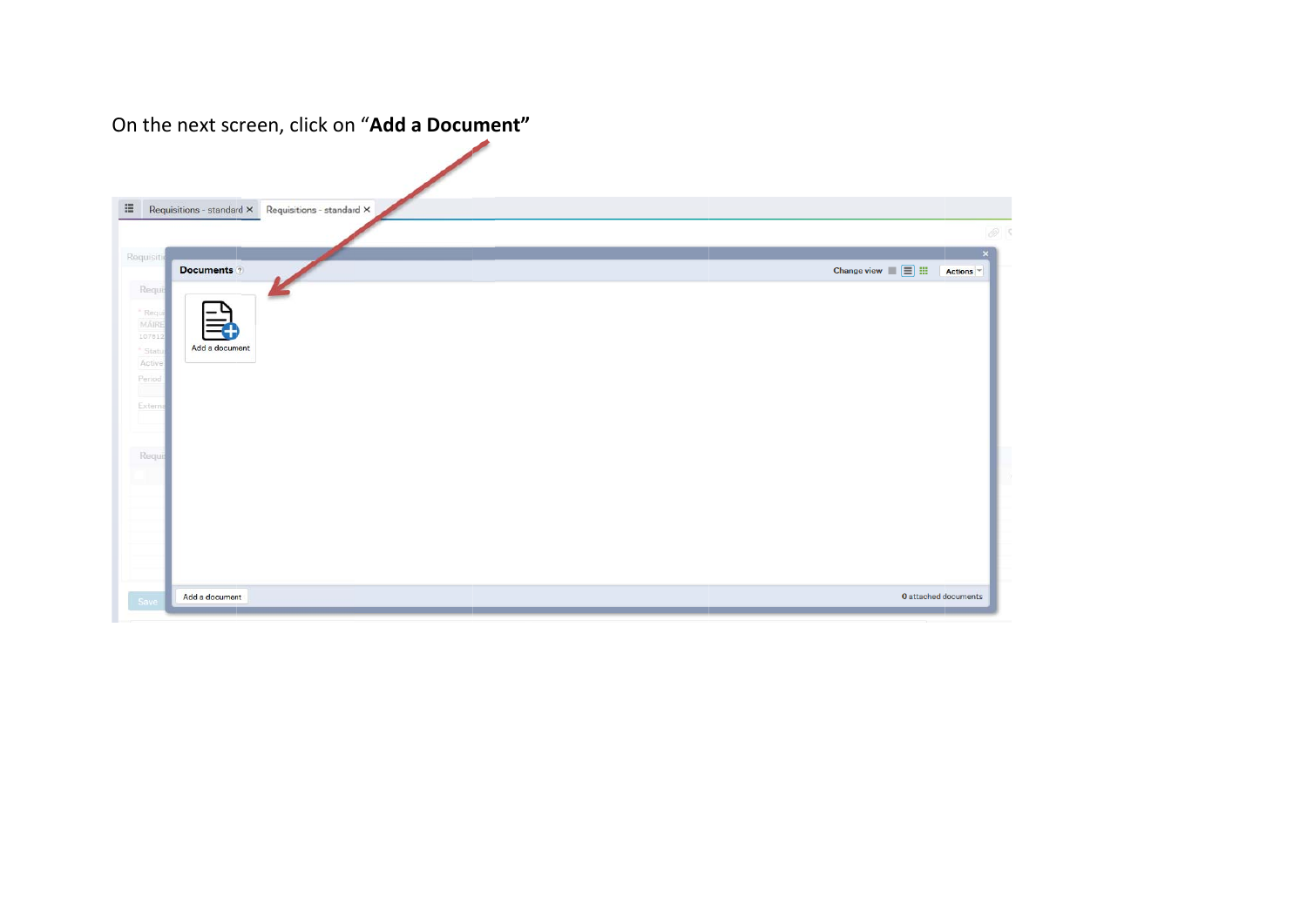On the next screen, click on "**Add a Document**"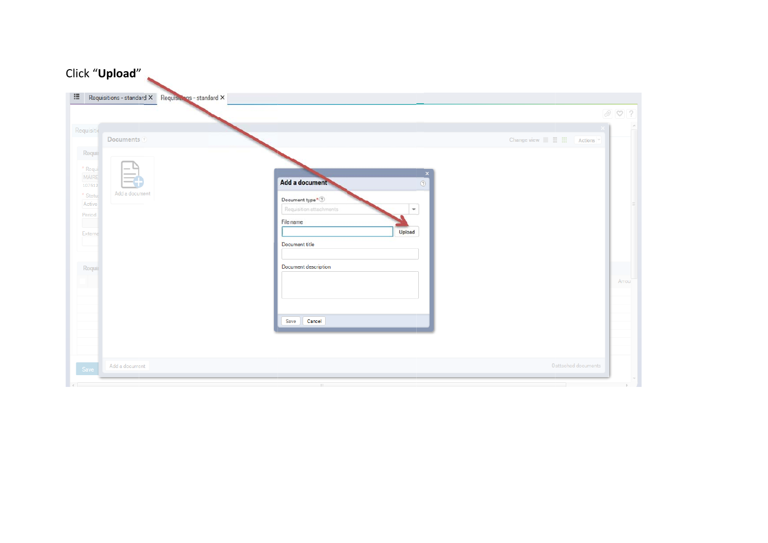Click “**Upload**”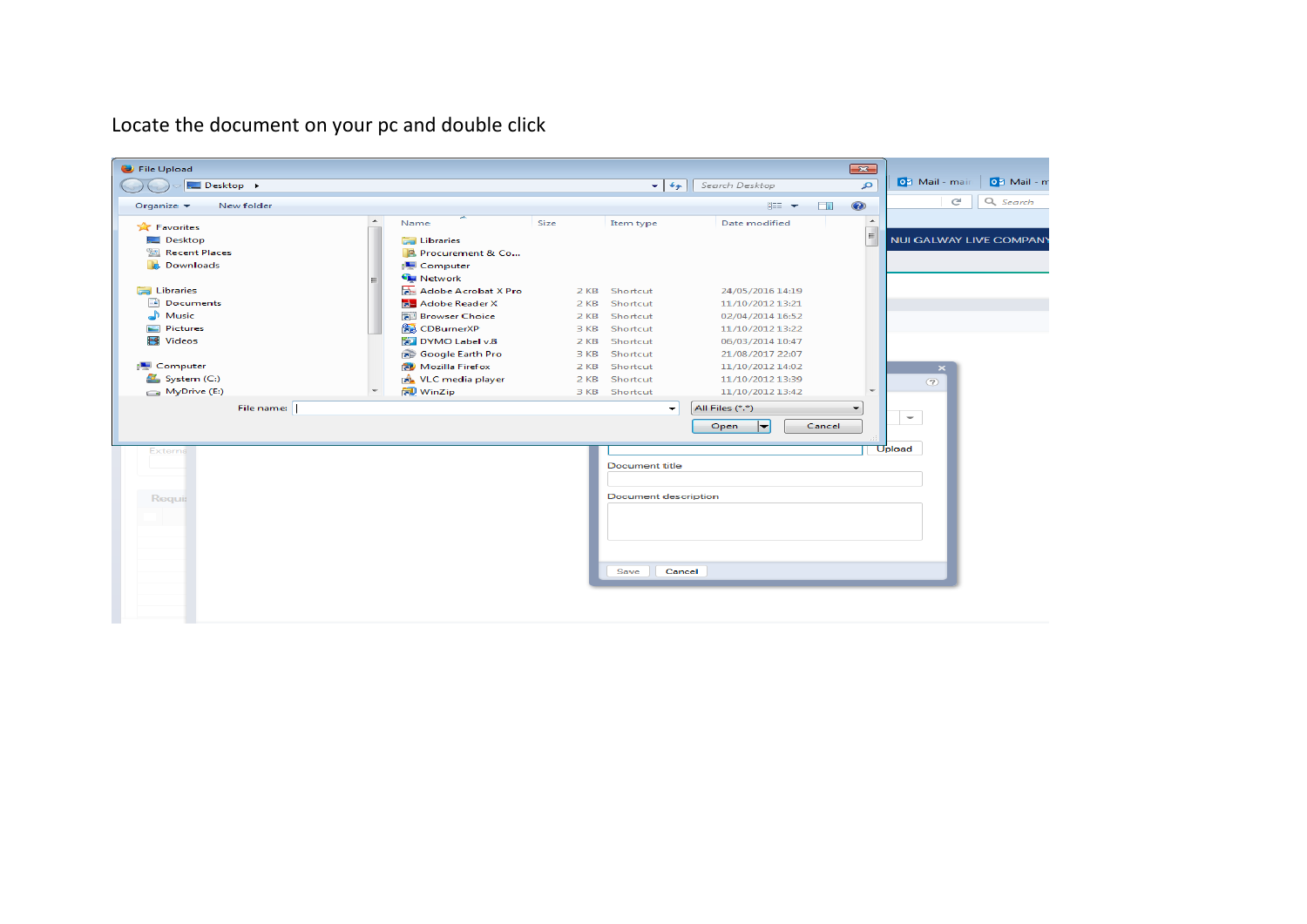Locate the document on your pc and double click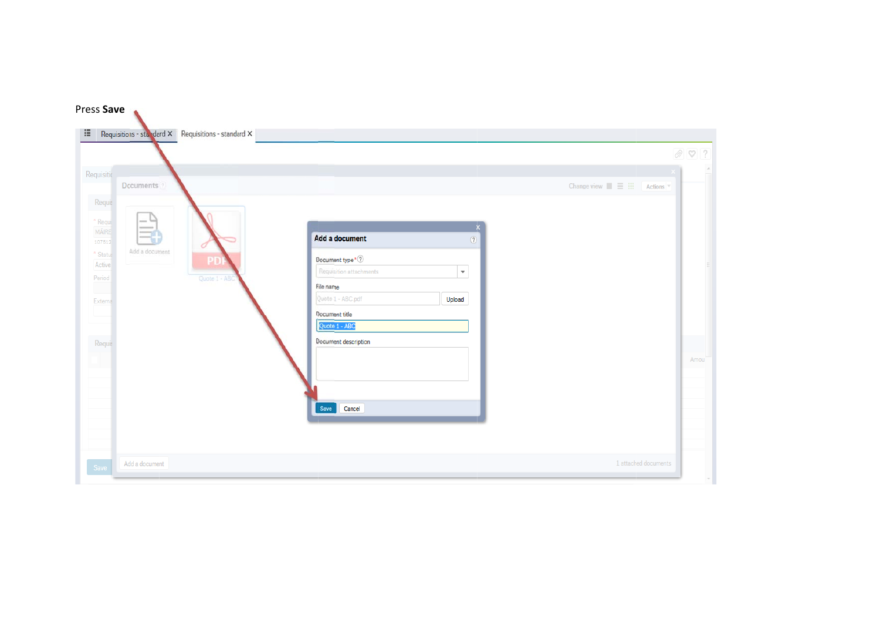Press **Save**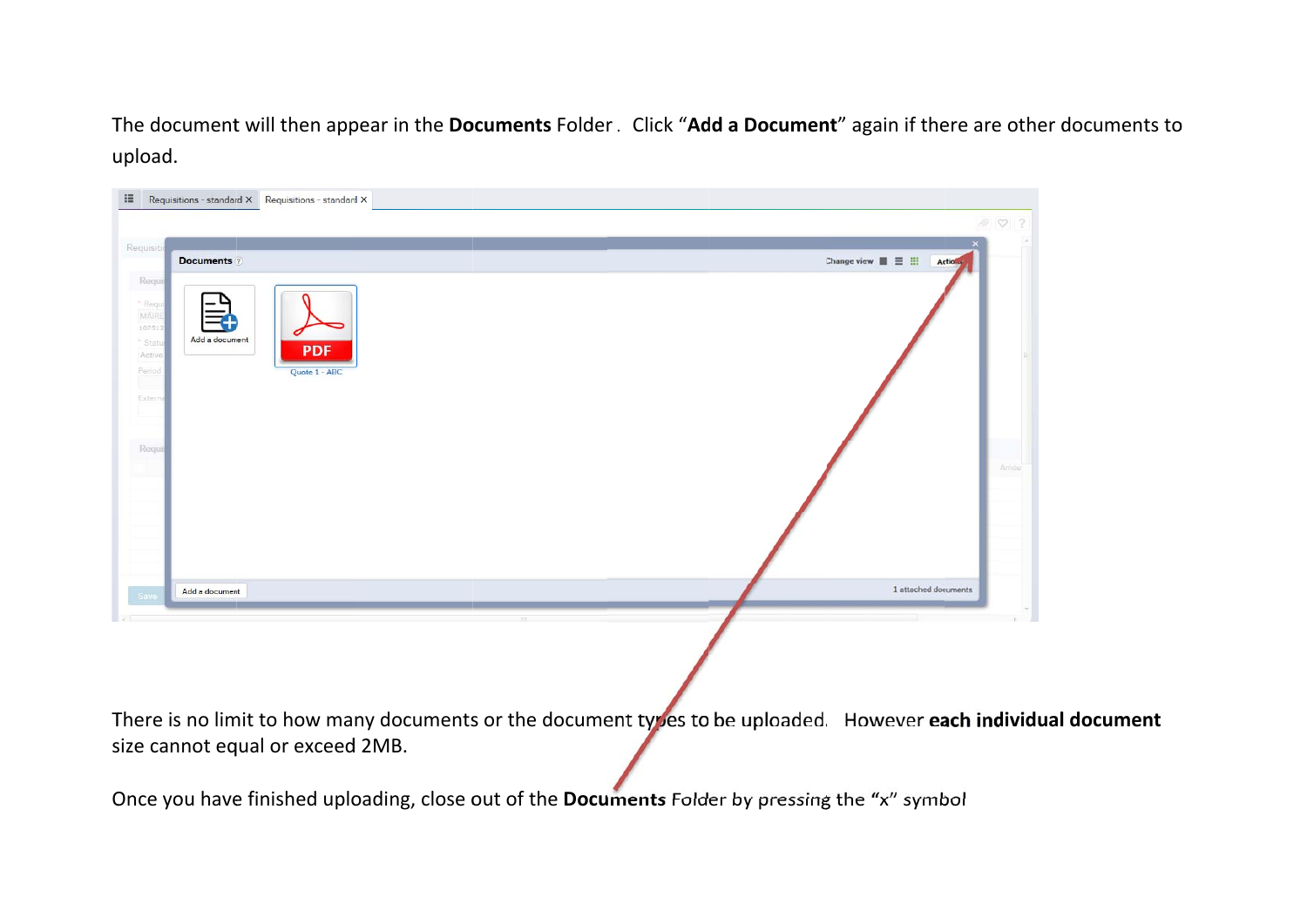The document will then appear in the **Documents** Folder. Click "**Add a Document**" again if there are other documents to upload.

There is no limit to how many documents or the document types to be uploaded. However **each individual document** size cannot equal or exceed 2MB.

Once you have finished uploading, close out of the **Documents** Folder by pressing the **"**x" symbol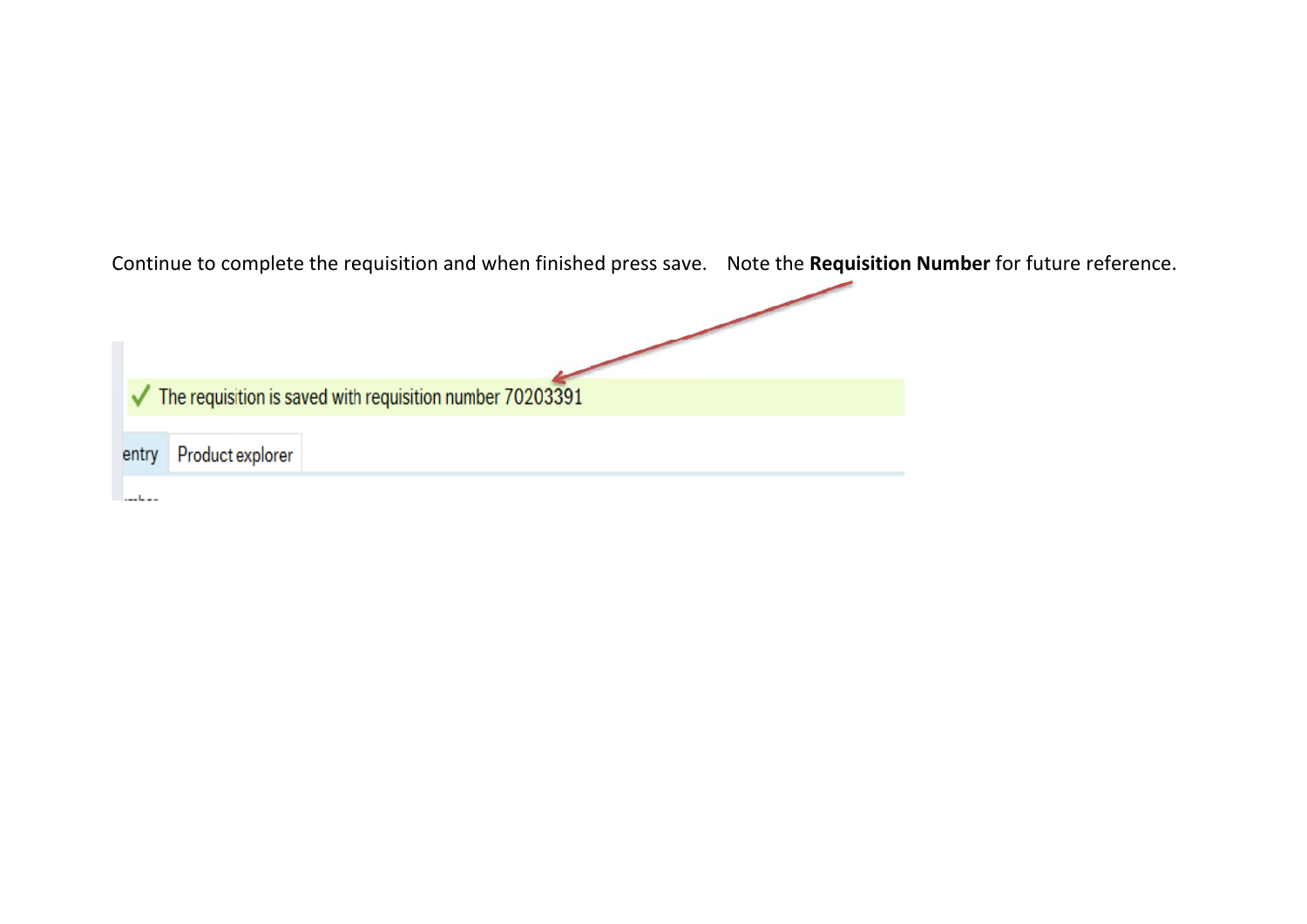Continue to complete the requisition and when finished press save.    Note the **Requisition Number** for future reference.

✓ The requisition is saved with requisition number 70203391

entry    Product explorer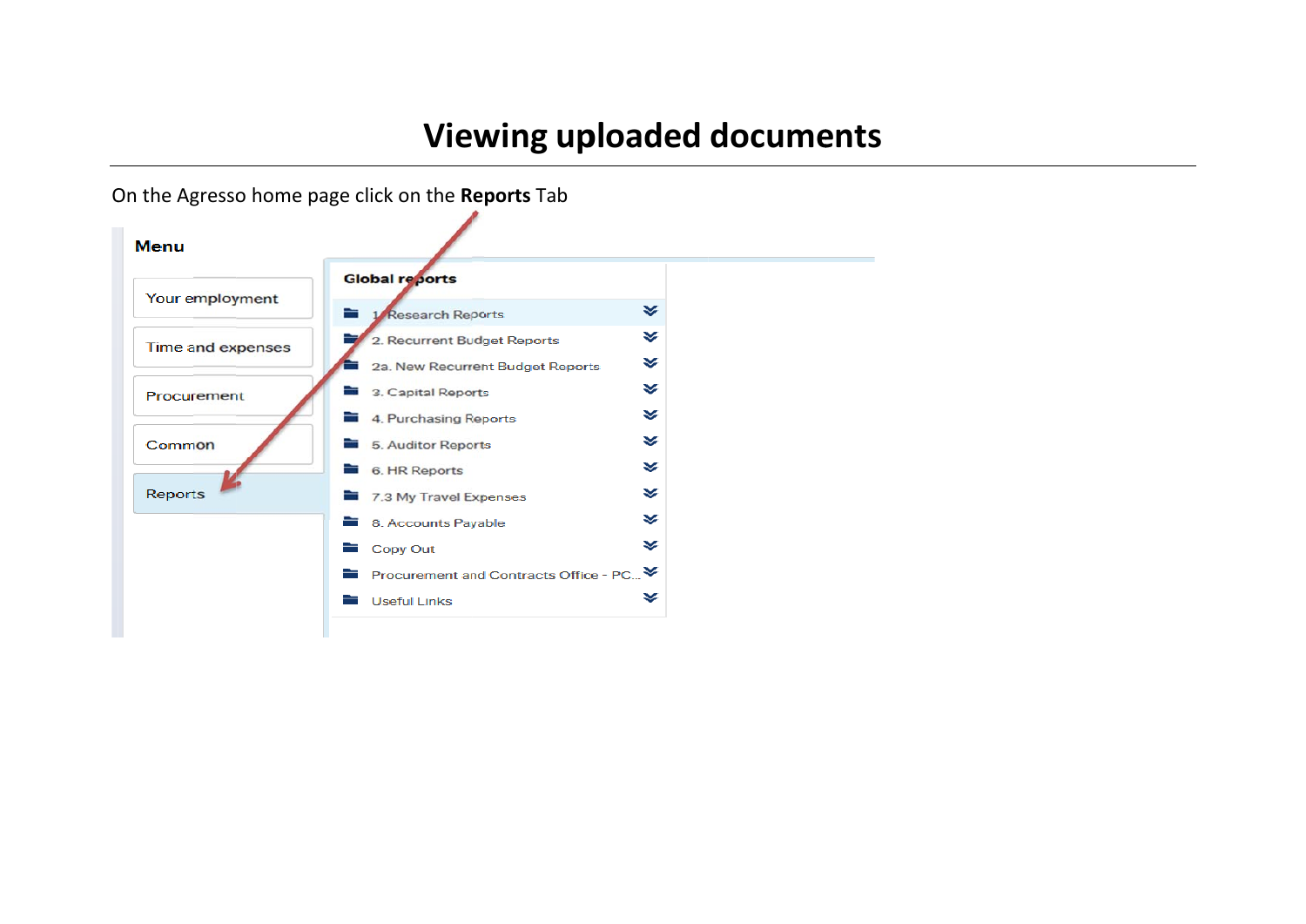# Viewing uploaded documents

On the Agresso home page click on the **Reports** Tab

**Menu**

- Your employment
- Time and expenses
- Procurement
- Common
- Reports

**Global reports**

- 1. Research Reports
- 2. Recurrent Budget Reports
- 2a. New Recurrent Budget Reports
- 3. Capital Reports
- 4. Purchasing Reports
- 5. Auditor Reports
- 6. HR Reports
- 7.3 My Travel Expenses
- 8. Accounts Payable
- Copy Out
- Procurement and Contracts Office - PC...
- Useful Links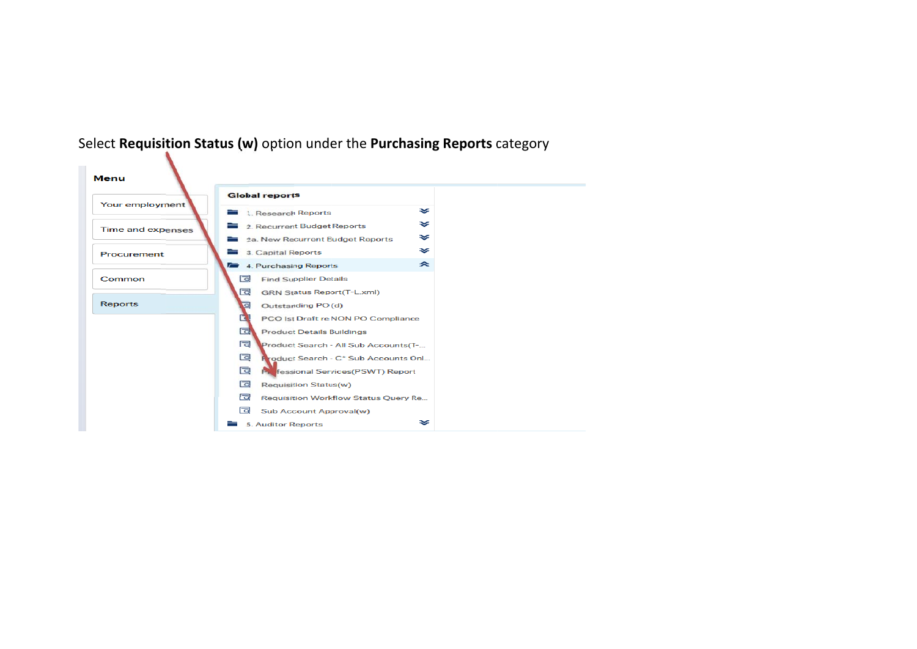Select **Requisition Status (w)** option under the **Purchasing Reports** category

**Menu**

- Your employment
- Time and expenses
- Procurement
- Common
- Reports

**Global reports**

- 1. Research Reports
- 2. Recurrent Budget Reports
- 2a. New Recurrent Budget Reports
- 3. Capital Reports
- 4. Purchasing Reports
  - Find Supplier Details
  - GRN Status Report(T-L.xml)
  - Outstanding PO (d)
  - PCO Ist Draft re NON PO Compliance
  - Product Details Buildings
  - Product Search - All Sub Accounts(T-...
  - Product Search - C* Sub Accounts Onl...
  - Professional Services(PSWT) Report
  - Requisition Status(w)
  - Requisition Workflow Status Query Re...
  - Sub Account Approval(w)
- 5. Auditor Reports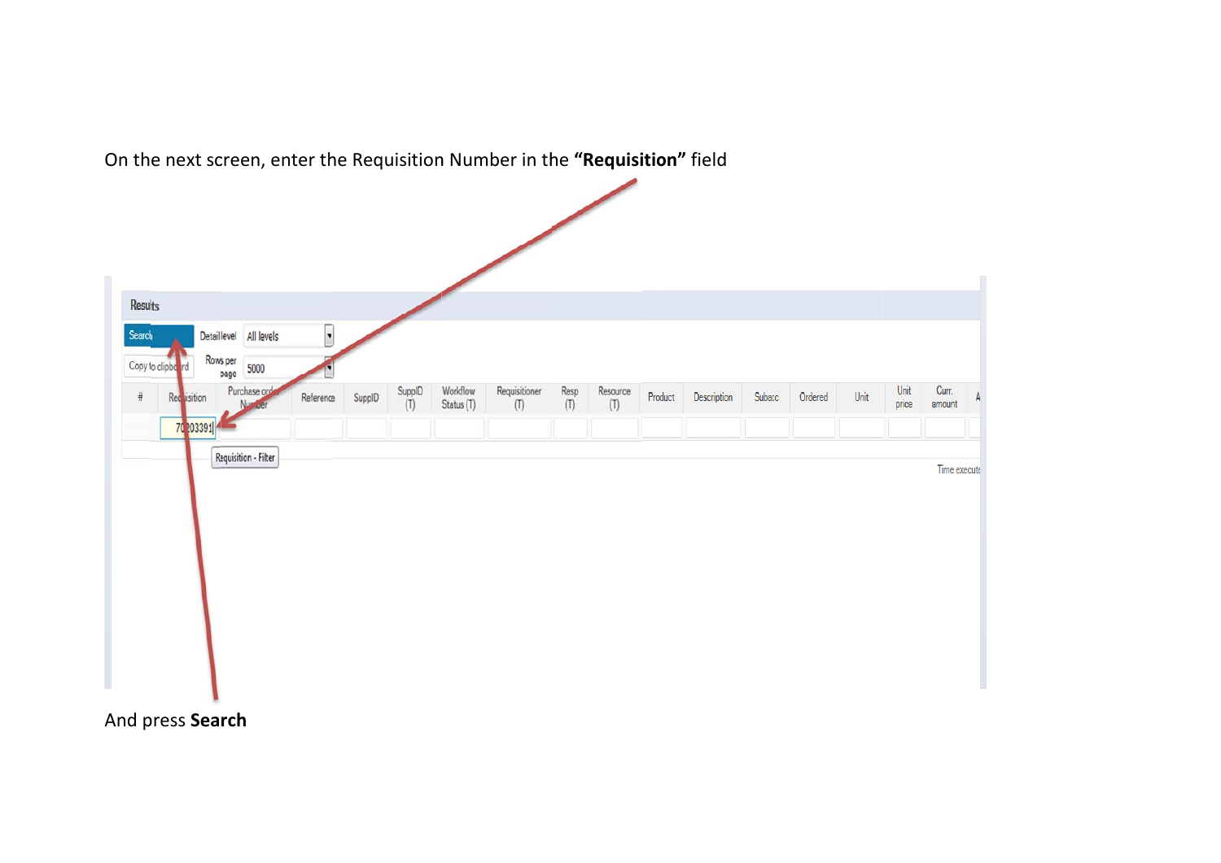On the next screen, enter the Requisition Number in the **“Requisition”** field

And press **Search**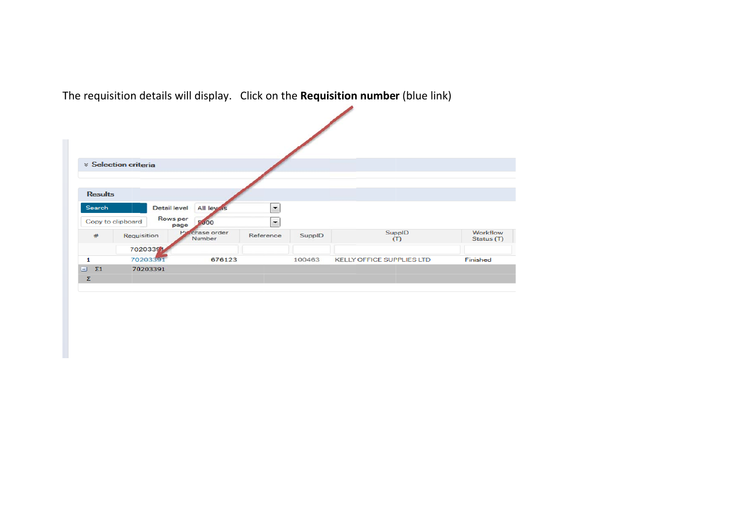The requisition details will display.   Click on the **Requisition number** (blue link)

Selection criteria

Results

Search | Detail level: All levels

Copy to clipboard | Rows per page: 5000

| # | Requisition | Purchase order Number | Reference | SuppID | SuppID (T) | Workflow Status (T) |
|---|---|---|---|---|---|---|
| | 70203391 | | | | | |
| 1 | 70203391 | 676123 | | 100463 | KELLY OFFICE SUPPLIES LTD | Finished |
| Σ1 | 70203391 | | | | | |
| Σ | | | | | | |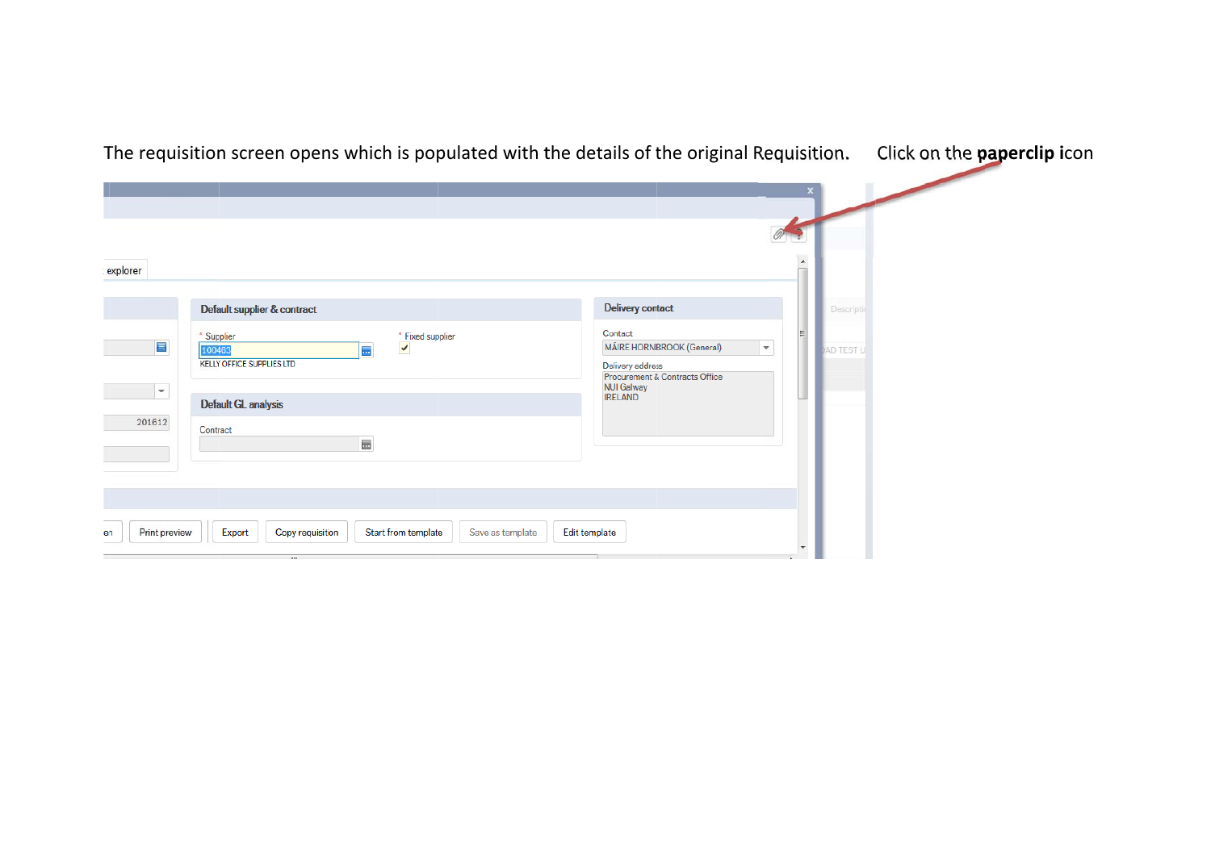The requisition screen opens which is populated with the details of the original Requisition.

Click on the **paperclip** icon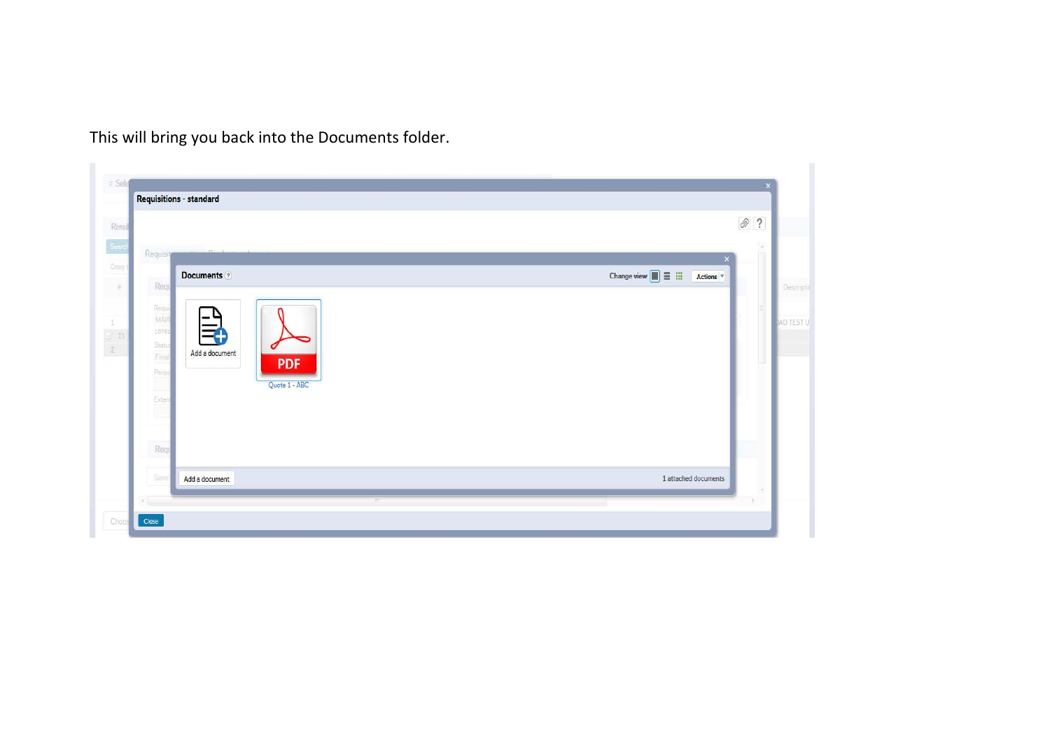This will bring you back into the Documents folder.